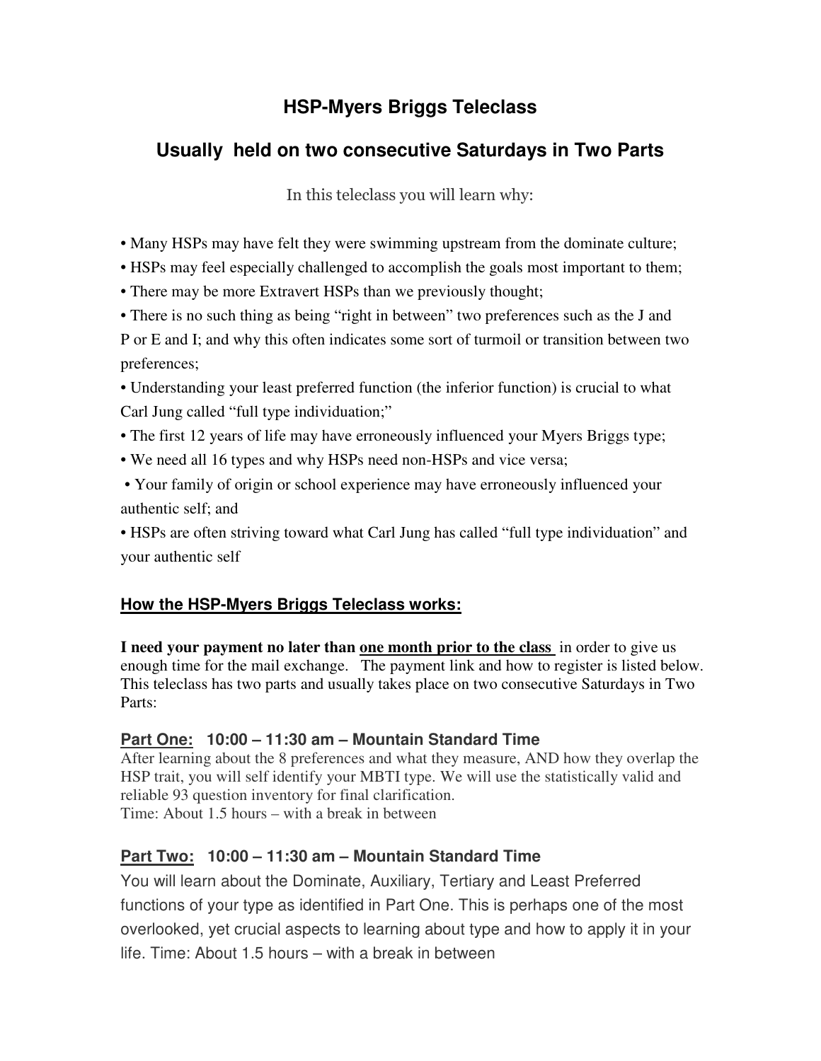# HSP-Myers Briggs Teleclass

## Usually held on two consecutive Saturdays in Two Parts

In this teleclass you will learn why:

- Many HSPs may have felt they were swimming upstream from the dominate culture;
- HSPs may feel especially challenged to accomplish the goals most important to them;
- There may be more Extravert HSPs than we previously thought;
- There is no such thing as being "right in between" two preferences such as the J and P or E and I; and why this often indicates some sort of turmoil or transition between two preferences;
- Understanding your least preferred function (the inferior function) is crucial to what Carl Jung called "full type individuation;"
- The first 12 years of life may have erroneously influenced your Myers Briggs type;
- We need all 16 types and why HSPs need non-HSPs and vice versa;
- Your family of origin or school experience may have erroneously influenced your authentic self; and
- HSPs are often striving toward what Carl Jung has called "full type individuation" and your authentic self

**How the HSP-Myers Briggs Teleclass works:**

**I need your payment no later than one month prior to the class** in order to give us enough time for the mail exchange. The payment link and how to register is listed below. This teleclass has two parts and usually takes place on two consecutive Saturdays in Two Parts:

### Part One: 10:00 – 11:30 am – Mountain Standard Time

After learning about the 8 preferences and what they measure, AND how they overlap the HSP trait, you will self identify your MBTI type. We will use the statistically valid and reliable 93 question inventory for final clarification.
Time: About 1.5 hours – with a break in between

### Part Two: 10:00 – 11:30 am – Mountain Standard Time

You will learn about the Dominate, Auxiliary, Tertiary and Least Preferred functions of your type as identified in Part One. This is perhaps one of the most overlooked, yet crucial aspects to learning about type and how to apply it in your life. Time: About 1.5 hours – with a break in between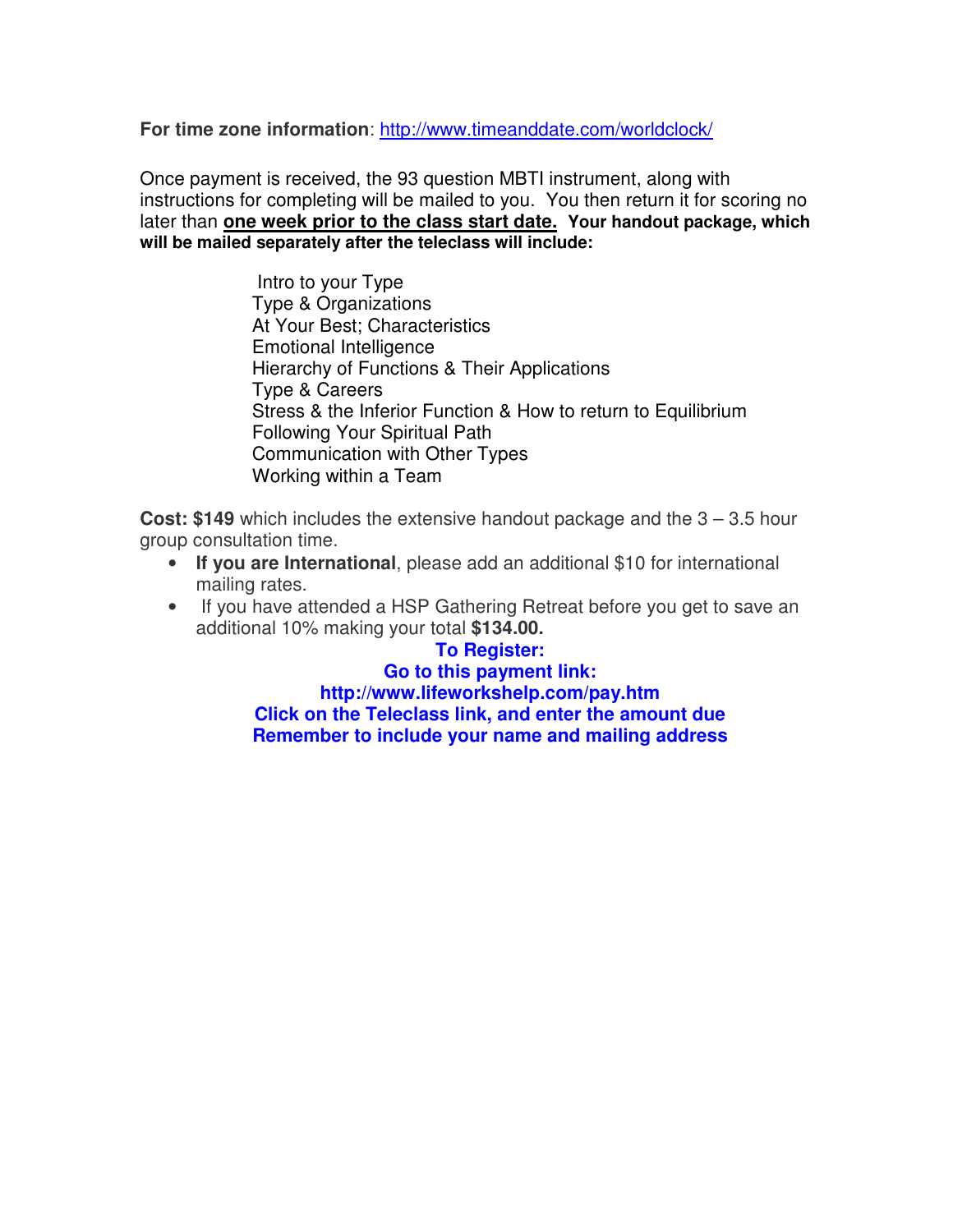**For time zone information**: http://www.timeanddate.com/worldclock/

Once payment is received, the 93 question MBTI instrument, along with instructions for completing will be mailed to you. You then return it for scoring no later than **one week prior to the class start date.** **Your handout package, which will be mailed separately after the teleclass will include:**

- Intro to your Type
- Type & Organizations
- At Your Best; Characteristics
- Emotional Intelligence
- Hierarchy of Functions & Their Applications
- Type & Careers
- Stress & the Inferior Function & How to return to Equilibrium
- Following Your Spiritual Path
- Communication with Other Types
- Working within a Team

**Cost: $149** which includes the extensive handout package and the 3 – 3.5 hour group consultation time.

- **If you are International**, please add an additional $10 for international mailing rates.
- If you have attended a HSP Gathering Retreat before you get to save an additional 10% making your total **$134.00.**

**To Register:**
**Go to this payment link:**
**http://www.lifeworkshelp.com/pay.htm**
**Click on the Teleclass link, and enter the amount due**
**Remember to include your name and mailing address**